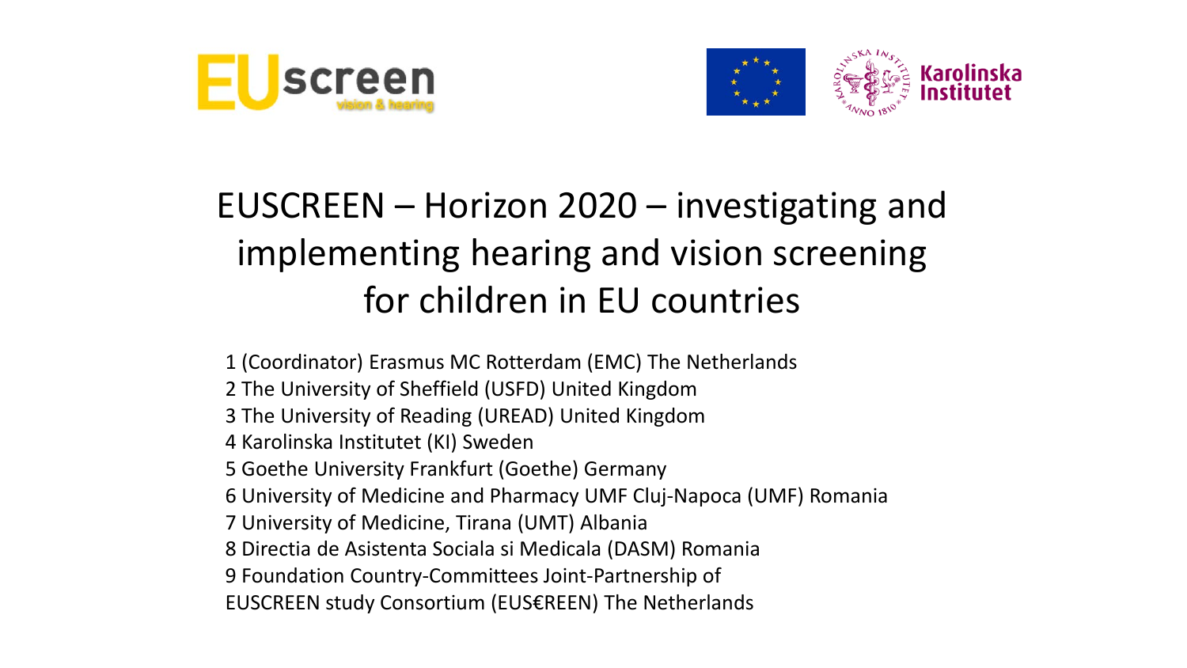EUscreen vision & hearing

Karolinska Institutet

# EUSCREEN – Horizon 2020 – investigating and implementing hearing and vision screening for children in EU countries

1 (Coordinator) Erasmus MC Rotterdam (EMC) The Netherlands
2 The University of Sheffield (USFD) United Kingdom
3 The University of Reading (UREAD) United Kingdom
4 Karolinska Institutet (KI) Sweden
5 Goethe University Frankfurt (Goethe) Germany
6 University of Medicine and Pharmacy UMF Cluj-Napoca (UMF) Romania
7 University of Medicine, Tirana (UMT) Albania
8 Directia de Asistenta Sociala si Medicala (DASM) Romania
9 Foundation Country-Committees Joint-Partnership of EUSCREEN study Consortium (EUS€REEN) The Netherlands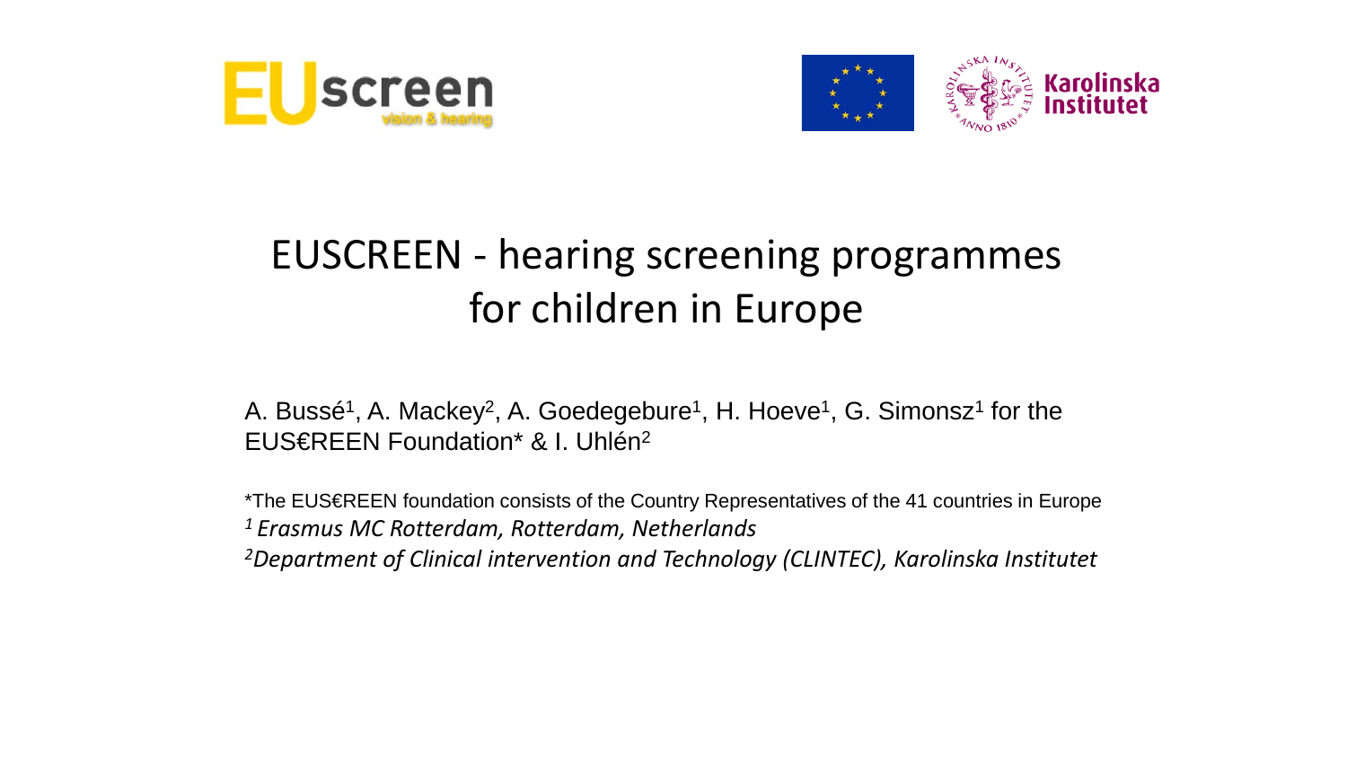# EUSCREEN - hearing screening programmes for children in Europe

A. Bussé[1], A. Mackey[2], A. Goedegebure[1], H. Hoeve[1], G. Simonsz[1] for the EUS€REEN Foundation* & I. Uhlén[2]

*The EUS€REEN foundation consists of the Country Representatives of the 41 countries in Europe

[1] *Erasmus MC Rotterdam, Rotterdam, Netherlands*

[2] *Department of Clinical intervention and Technology (CLINTEC), Karolinska Institutet*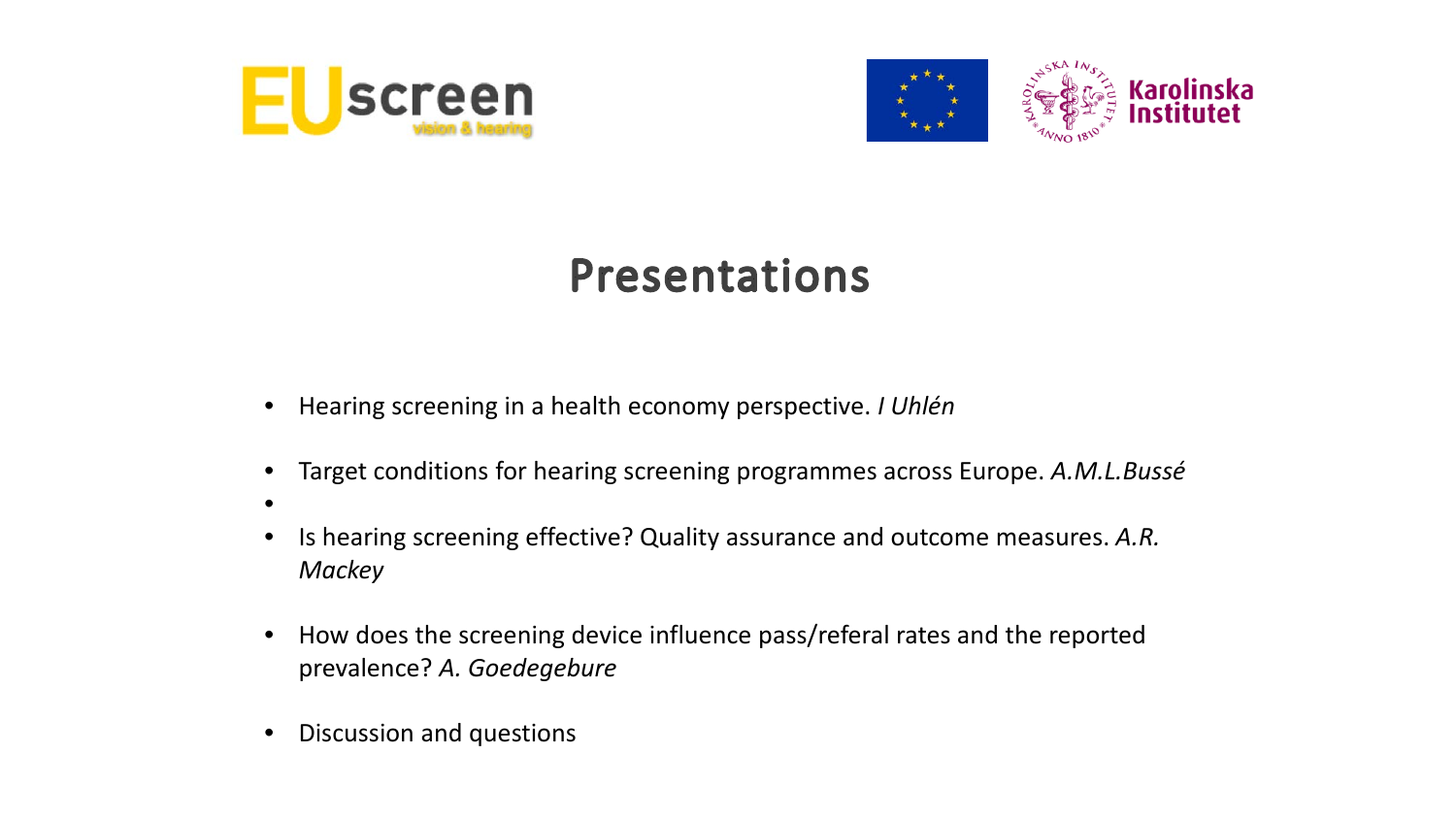# Presentations

- Hearing screening in a health economy perspective. *I Uhlén*
- Target conditions for hearing screening programmes across Europe. *A.M.L.Bussé*
- Is hearing screening effective? Quality assurance and outcome measures. *A.R. Mackey*
- How does the screening device influence pass/referal rates and the reported prevalence? *A. Goedegebure*
- Discussion and questions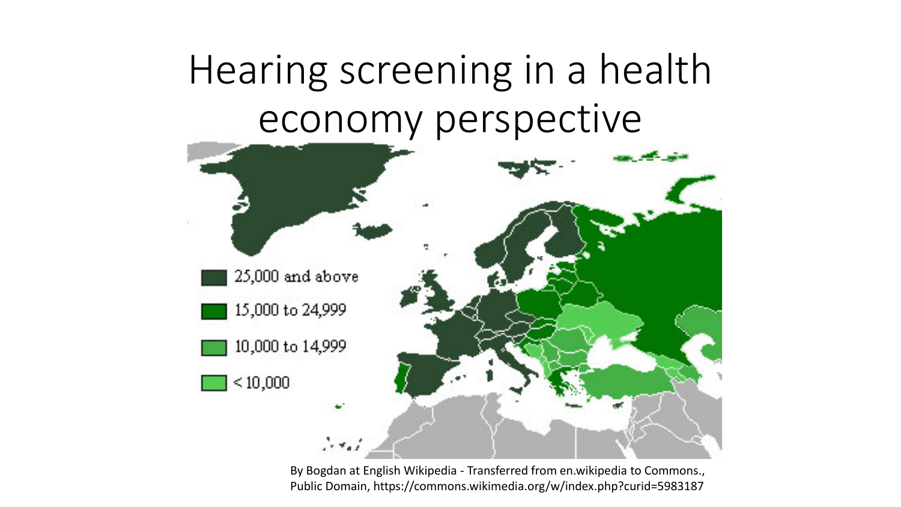# Hearing screening in a health economy perspective

25,000 and above

15,000 to 24,999

10,000 to 14,999

< 10,000

By Bogdan at English Wikipedia - Transferred from en.wikipedia to Commons., Public Domain, https://commons.wikimedia.org/w/index.php?curid=5983187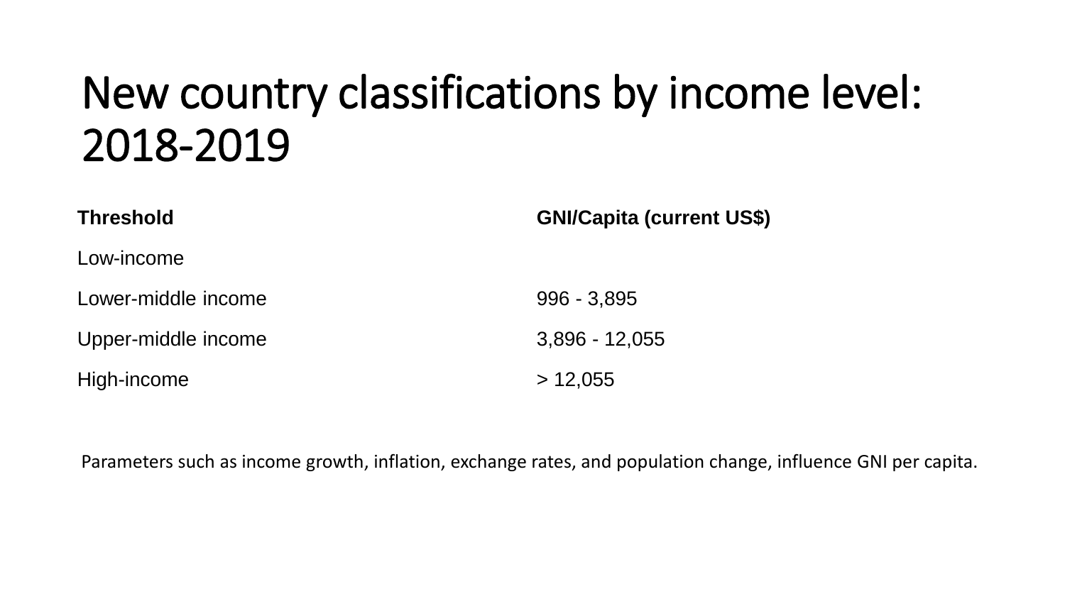# New country classifications by income level: 2018-2019

| **Threshold** | **GNI/Capita (current US$)** |
| --- | --- |
| Low-income | |
| Lower-middle income | 996 - 3,895 |
| Upper-middle income | 3,896 - 12,055 |
| High-income | > 12,055 |

Parameters such as income growth, inflation, exchange rates, and population change, influence GNI per capita.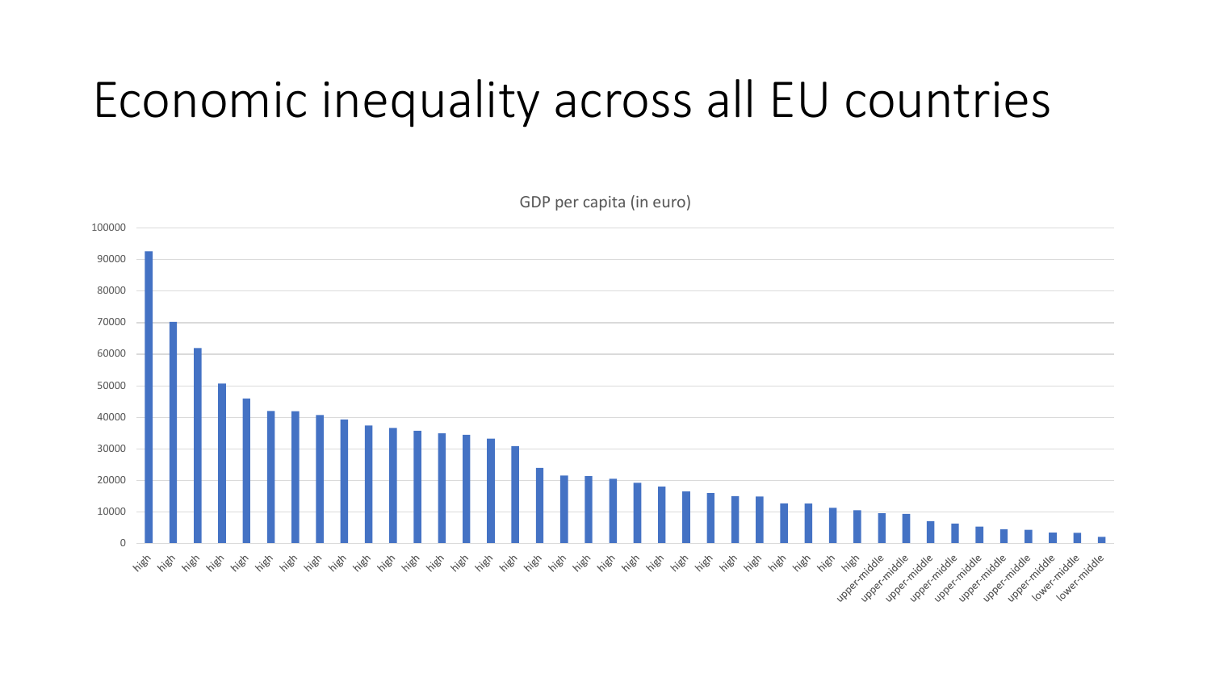# Economic inequality across all EU countries

GDP per capita (in euro)

| Income group | GDP per capita (in euro, approx.) |
| --- | --- |
| high | 92500 |
| high | 70000 |
| high | 62000 |
| high | 50500 |
| high | 46000 |
| high | 42000 |
| high | 42000 |
| high | 40500 |
| high | 39000 |
| high | 37500 |
| high | 36500 |
| high | 35500 |
| high | 35000 |
| high | 34500 |
| high | 33000 |
| high | 30500 |
| high | 24000 |
| high | 21500 |
| high | 21000 |
| high | 20500 |
| high | 19000 |
| high | 18000 |
| high | 16500 |
| high | 16000 |
| high | 15000 |
| high | 15000 |
| high | 12500 |
| high | 12500 |
| high | 11000 |
| high | 10500 |
| upper-middle | 9500 |
| upper-middle | 9000 |
| upper-middle | 7000 |
| upper-middle | 6000 |
| upper-middle | 5000 |
| upper-middle | 4500 |
| upper-middle | 4000 |
| upper-middle | 3500 |
| lower-middle | 3000 |
| lower-middle | 2000 |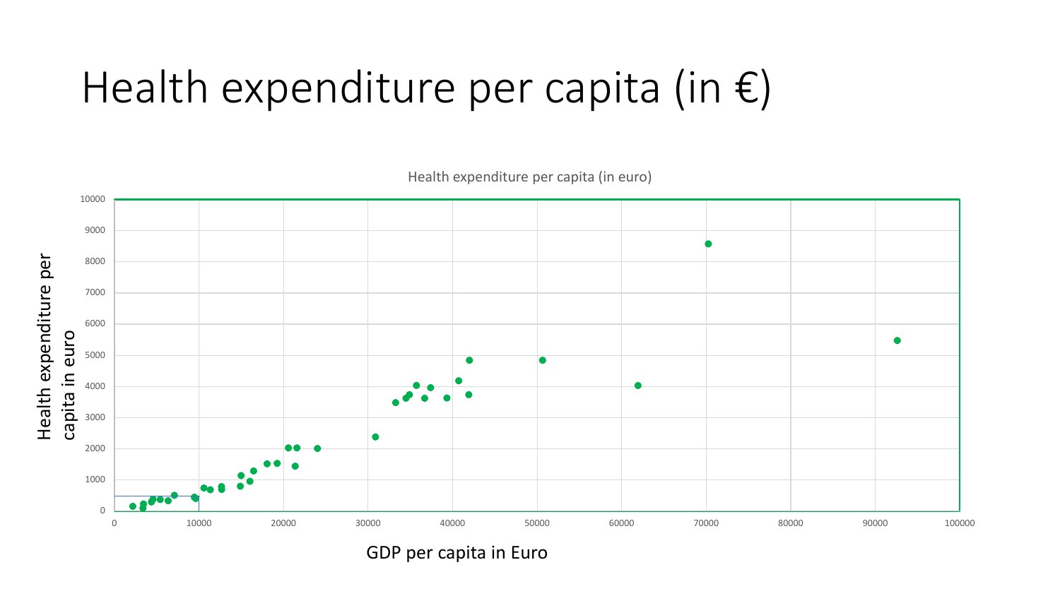# Health expenditure per capita (in €)

Health expenditure per capita (in euro)

Health expenditure per capita in euro

GDP per capita in Euro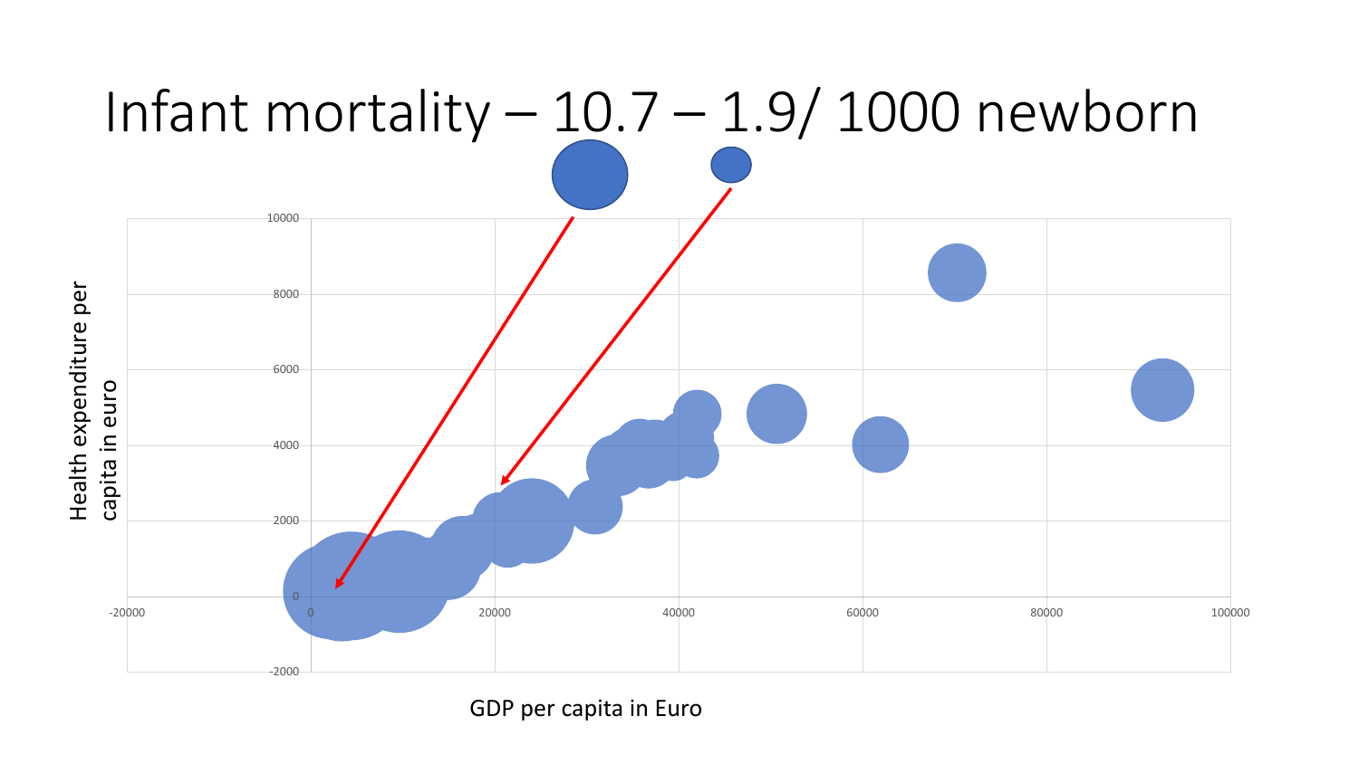# Infant mortality – 10.7 – 1.9/ 1000 newborn

Health expenditure per capita in euro

10000
8000
6000
4000
2000
0
-2000

-20000 0 20000 40000 60000 80000 100000

GDP per capita in Euro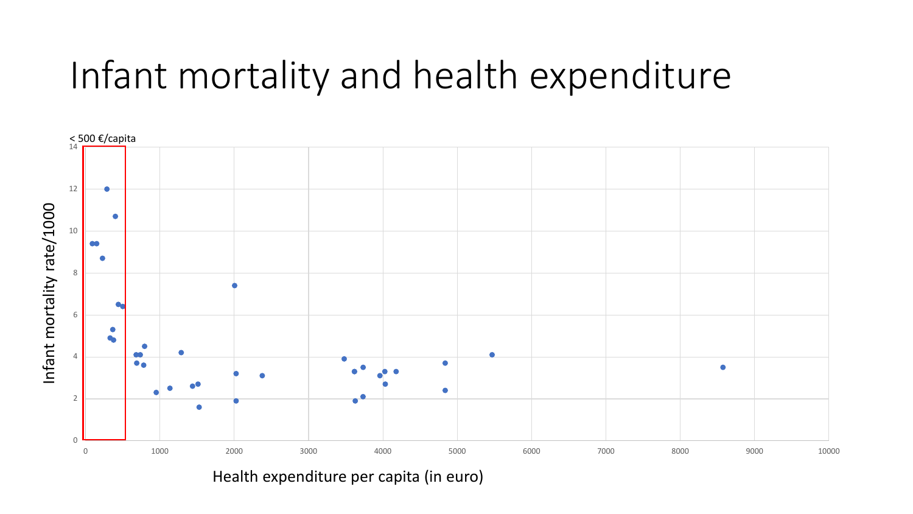# Infant mortality and health expenditure

< 500 €/capita

Infant mortality rate/1000

Health expenditure per capita (in euro)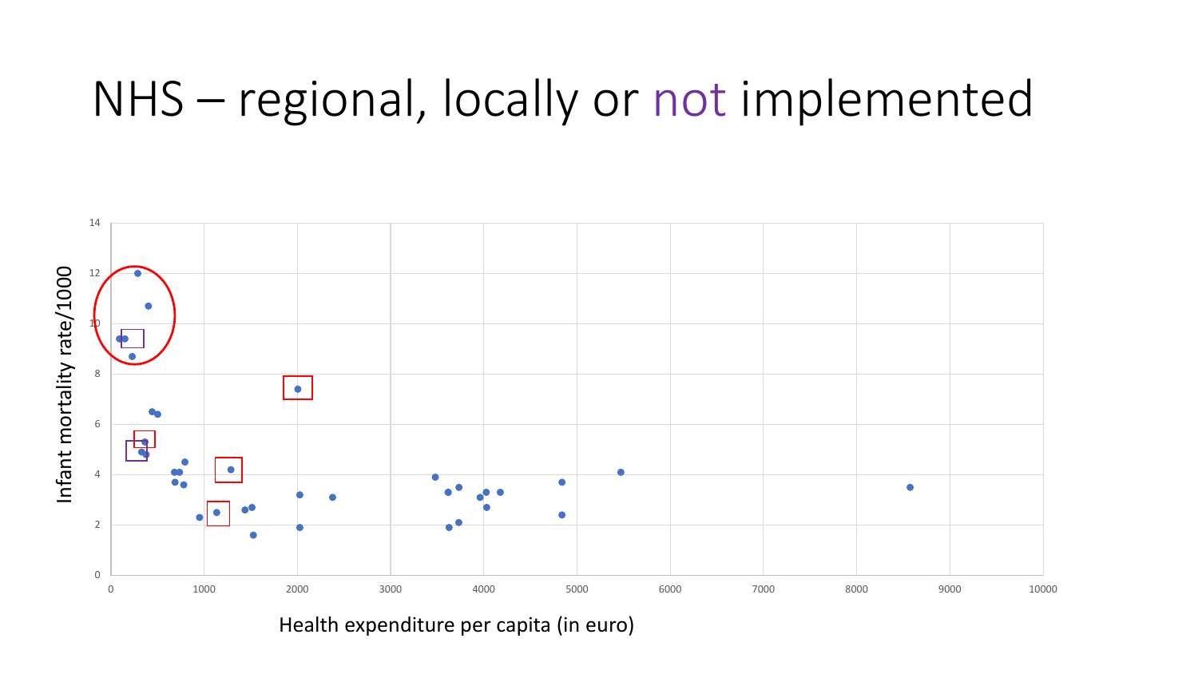# NHS – regional, locally or not implemented

Infant mortality rate/1000

Health expenditure per capita (in euro)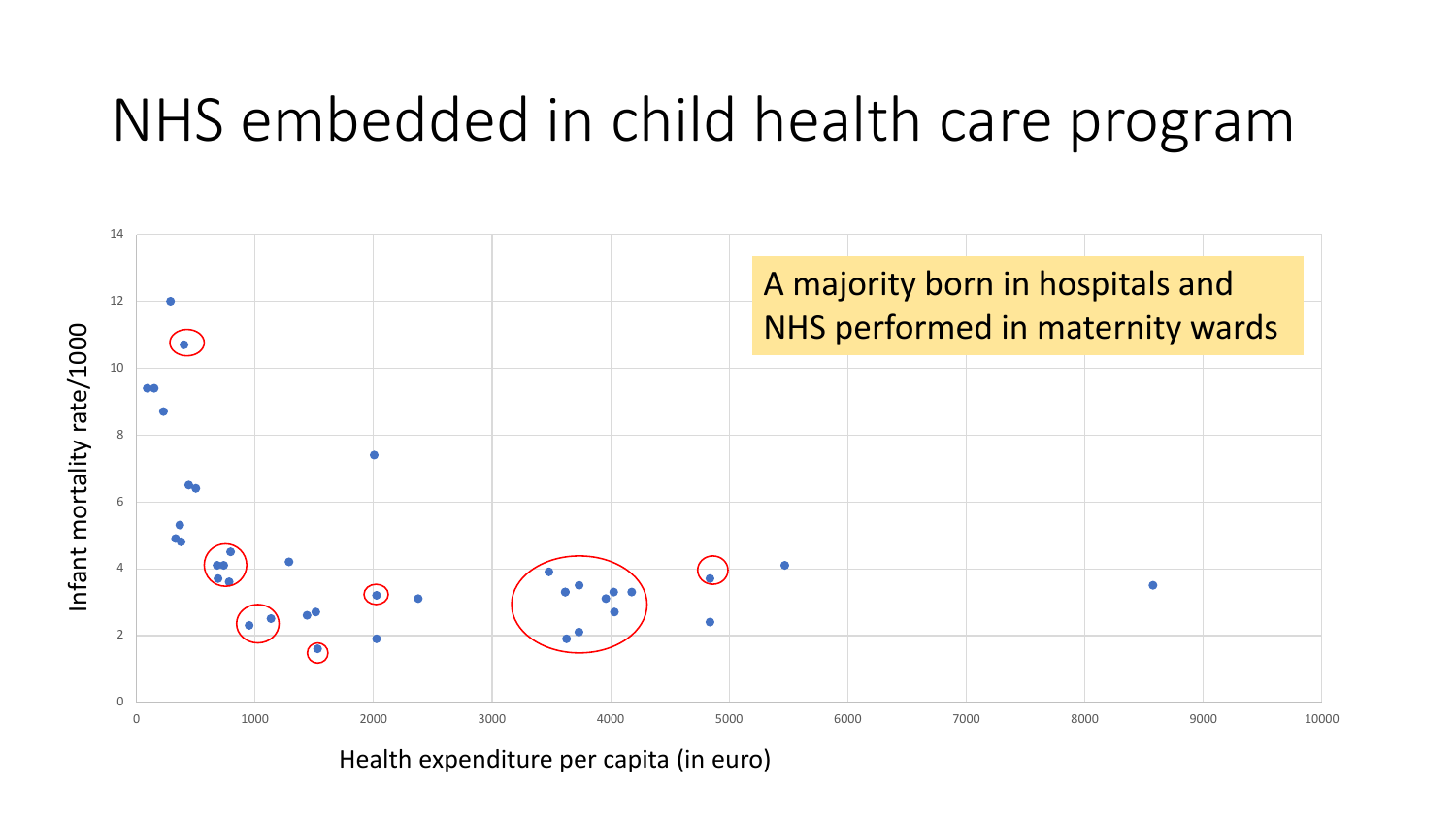# NHS embedded in child health care program

A majority born in hospitals and NHS performed in maternity wards

Infant mortality rate/1000

Health expenditure per capita (in euro)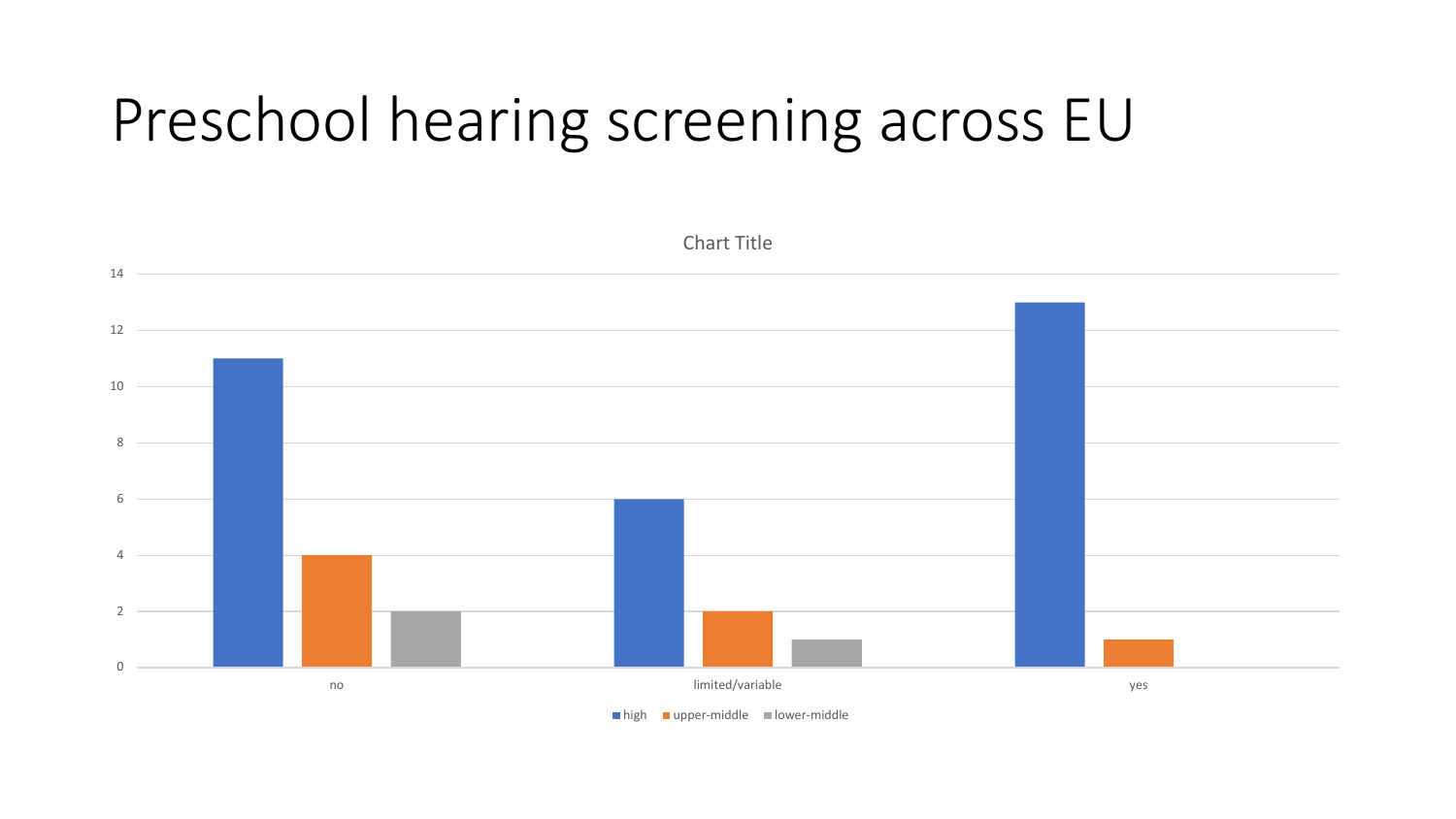# Preschool hearing screening across EU

Chart Title

| | high | upper-middle | lower-middle |
|---|---|---|---|
| no | 11 | 4 | 2 |
| limited/variable | 6 | 2 | 1 |
| yes | 13 | 1 | |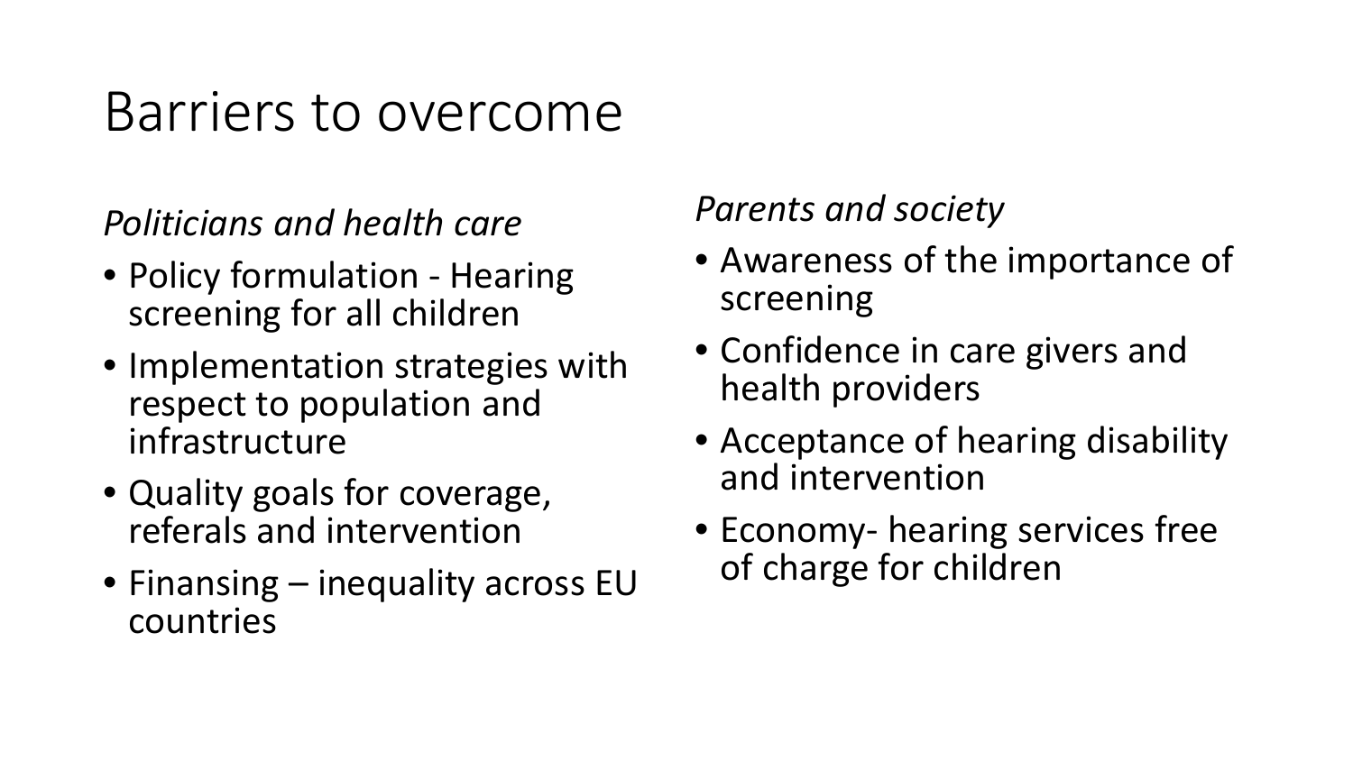# Barriers to overcome

*Politicians and health care*

- Policy formulation - Hearing screening for all children
- Implementation strategies with respect to population and infrastructure
- Quality goals for coverage, referals and intervention
- Finansing – inequality across EU countries

*Parents and society*

- Awareness of the importance of screening
- Confidence in care givers and health providers
- Acceptance of hearing disability and intervention
- Economy- hearing services free of charge for children